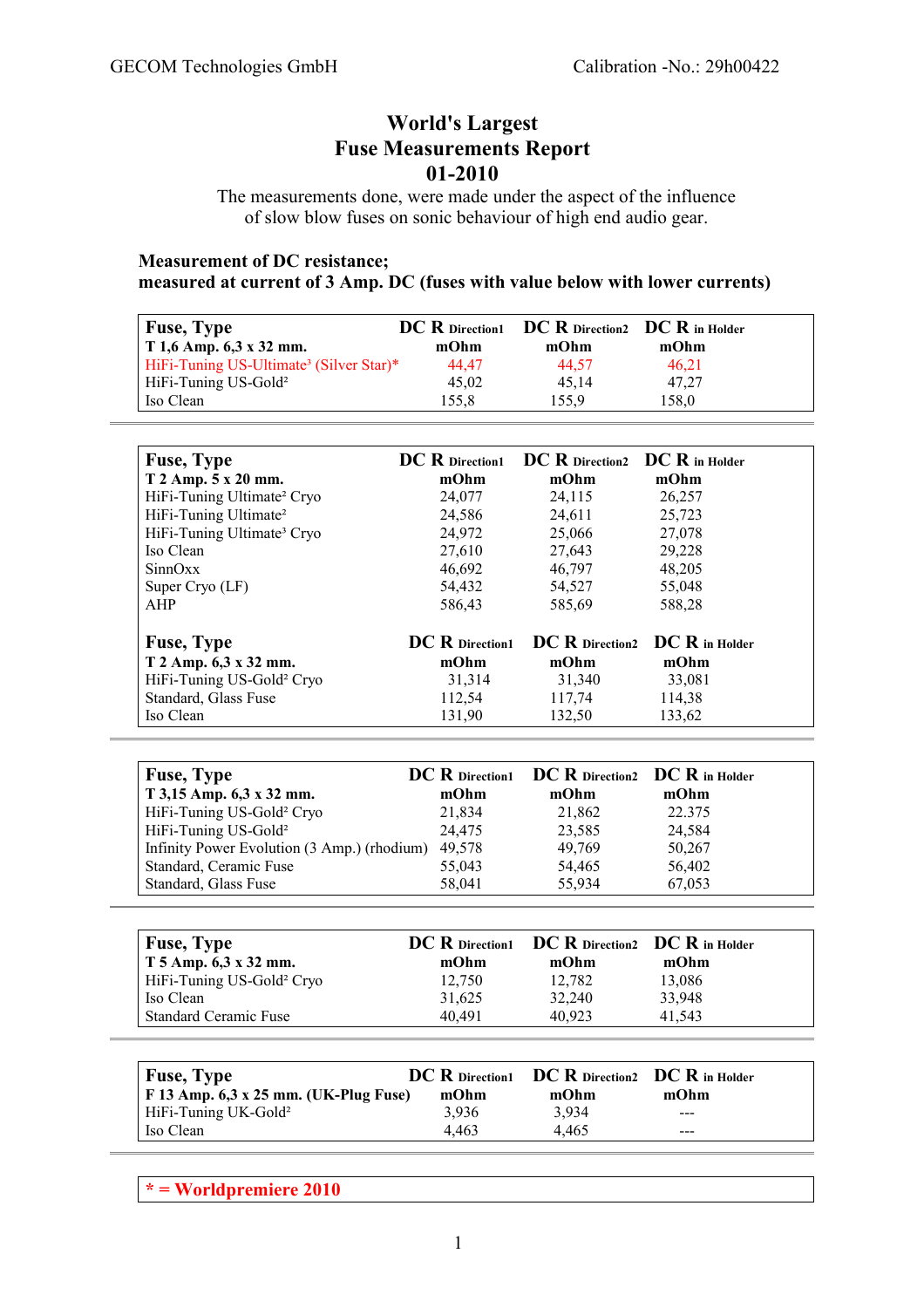# World's Largest
# Fuse Measurements Report
# 01-2010

The measurements done, were made under the aspect of the influence of slow blow fuses on sonic behaviour of high end audio gear.

**Measurement of DC resistance;**
**measured at current of 3 Amp. DC (fuses with value below with lower currents)**

| Fuse, Type | DC R Direction1 | DC R Direction2 | DC R in Holder |
|---|---|---|---|
| **T 1,6 Amp. 6,3 x 32 mm.** | **mOhm** | **mOhm** | **mOhm** |
| HiFi-Tuning US-Ultimate³ (Silver Star)* | 44,47 | 44,57 | 46,21 |
| HiFi-Tuning US-Gold² | 45,02 | 45,14 | 47,27 |
| Iso Clean | 155,8 | 155,9 | 158,0 |

| Fuse, Type | DC R Direction1 | DC R Direction2 | DC R in Holder |
|---|---|---|---|
| **T 2 Amp. 5 x 20 mm.** | **mOhm** | **mOhm** | **mOhm** |
| HiFi-Tuning Ultimate² Cryo | 24,077 | 24,115 | 26,257 |
| HiFi-Tuning Ultimate² | 24,586 | 24,611 | 25,723 |
| HiFi-Tuning Ultimate³ Cryo | 24,972 | 25,066 | 27,078 |
| Iso Clean | 27,610 | 27,643 | 29,228 |
| SinnOxx | 46,692 | 46,797 | 48,205 |
| Super Cryo (LF) | 54,432 | 54,527 | 55,048 |
| AHP | 586,43 | 585,69 | 588,28 |

| Fuse, Type | DC R Direction1 | DC R Direction2 | DC R in Holder |
|---|---|---|---|
| **T 2 Amp. 6,3 x 32 mm.** | **mOhm** | **mOhm** | **mOhm** |
| HiFi-Tuning US-Gold² Cryo | 31,314 | 31,340 | 33,081 |
| Standard, Glass Fuse | 112,54 | 117,74 | 114,38 |
| Iso Clean | 131,90 | 132,50 | 133,62 |

| Fuse, Type | DC R Direction1 | DC R Direction2 | DC R in Holder |
|---|---|---|---|
| **T 3,15 Amp. 6,3 x 32 mm.** | **mOhm** | **mOhm** | **mOhm** |
| HiFi-Tuning US-Gold² Cryo | 21,834 | 21,862 | 22.375 |
| HiFi-Tuning US-Gold² | 24,475 | 23,585 | 24,584 |
| Infinity Power Evolution (3 Amp.) (rhodium) | 49,578 | 49,769 | 50,267 |
| Standard, Ceramic Fuse | 55,043 | 54,465 | 56,402 |
| Standard, Glass Fuse | 58,041 | 55,934 | 67,053 |

| Fuse, Type | DC R Direction1 | DC R Direction2 | DC R in Holder |
|---|---|---|---|
| **T 5 Amp. 6,3 x 32 mm.** | **mOhm** | **mOhm** | **mOhm** |
| HiFi-Tuning US-Gold² Cryo | 12,750 | 12,782 | 13,086 |
| Iso Clean | 31,625 | 32,240 | 33,948 |
| Standard Ceramic Fuse | 40,491 | 40,923 | 41,543 |

| Fuse, Type | DC R Direction1 | DC R Direction2 | DC R in Holder |
|---|---|---|---|
| **F 13 Amp. 6,3 x 25 mm. (UK-Plug Fuse)** | **mOhm** | **mOhm** | **mOhm** |
| HiFi-Tuning UK-Gold² | 3,936 | 3,934 | --- |
| Iso Clean | 4,463 | 4,465 | --- |

**\* = Worldpremiere 2010**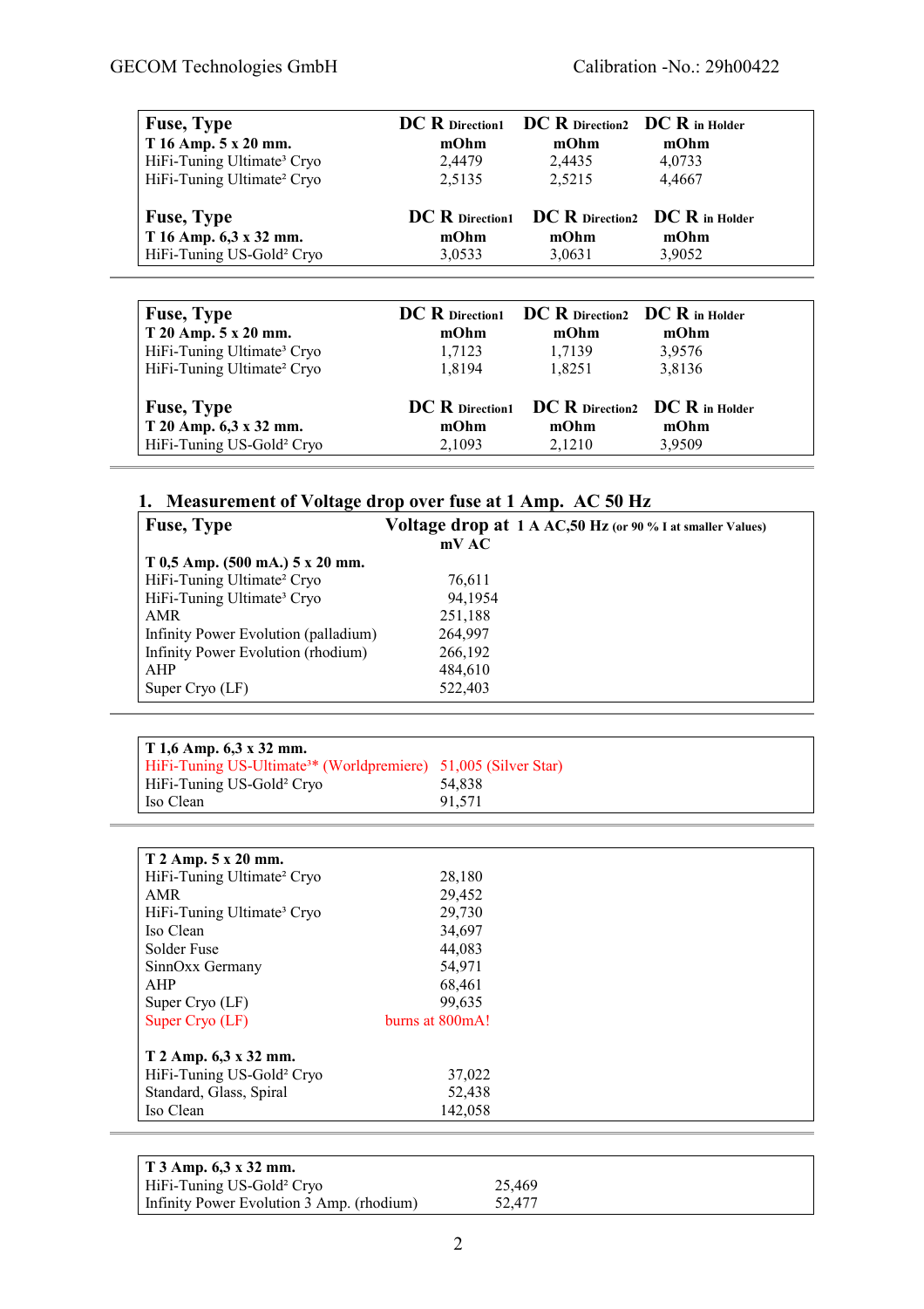| Fuse, Type | DC R Direction1 | DC R Direction2 | DC R in Holder |
|---|---|---|---|
| **T 16 Amp. 5 x 20 mm.** | **mOhm** | **mOhm** | **mOhm** |
| HiFi-Tuning Ultimate³ Cryo | 2,4479 | 2,4435 | 4,0733 |
| HiFi-Tuning Ultimate² Cryo | 2,5135 | 2,5215 | 4,4667 |
| **Fuse, Type** | **DC R Direction1** | **DC R Direction2** | **DC R in Holder** |
| **T 16 Amp. 6,3 x 32 mm.** | **mOhm** | **mOhm** | **mOhm** |
| HiFi-Tuning US-Gold² Cryo | 3,0533 | 3,0631 | 3,9052 |

| Fuse, Type | DC R Direction1 | DC R Direction2 | DC R in Holder |
|---|---|---|---|
| **T 20 Amp. 5 x 20 mm.** | **mOhm** | **mOhm** | **mOhm** |
| HiFi-Tuning Ultimate³ Cryo | 1,7123 | 1,7139 | 3,9576 |
| HiFi-Tuning Ultimate² Cryo | 1,8194 | 1,8251 | 3,8136 |
| **Fuse, Type** | **DC R Direction1** | **DC R Direction2** | **DC R in Holder** |
| **T 20 Amp. 6,3 x 32 mm.** | **mOhm** | **mOhm** | **mOhm** |
| HiFi-Tuning US-Gold² Cryo | 2,1093 | 2,1210 | 3,9509 |

## 1. Measurement of Voltage drop over fuse at 1 Amp. AC 50 Hz

| Fuse, Type | Voltage drop at 1 A AC,50 Hz (or 90 % I at smaller Values) |
|---|---|
| | **mV AC** |
| **T 0,5 Amp. (500 mA.) 5 x 20 mm.** | |
| HiFi-Tuning Ultimate² Cryo | 76,611 |
| HiFi-Tuning Ultimate³ Cryo | 94,1954 |
| AMR | 251,188 |
| Infinity Power Evolution (palladium) | 264,997 |
| Infinity Power Evolution (rhodium) | 266,192 |
| AHP | 484,610 |
| Super Cryo (LF) | 522,403 |

| T 1,6 Amp. 6,3 x 32 mm. | |
|---|---|
| HiFi-Tuning US-Ultimate³* (Worldpremiere) | 51,005 (Silver Star) |
| HiFi-Tuning US-Gold² Cryo | 54,838 |
| Iso Clean | 91,571 |

| T 2 Amp. 5 x 20 mm. | |
|---|---|
| HiFi-Tuning Ultimate² Cryo | 28,180 |
| AMR | 29,452 |
| HiFi-Tuning Ultimate³ Cryo | 29,730 |
| Iso Clean | 34,697 |
| Solder Fuse | 44,083 |
| SinnOxx Germany | 54,971 |
| AHP | 68,461 |
| Super Cryo (LF) | 99,635 |
| Super Cryo (LF) | burns at 800mA! |
| **T 2 Amp. 6,3 x 32 mm.** | |
| HiFi-Tuning US-Gold² Cryo | 37,022 |
| Standard, Glass, Spiral | 52,438 |
| Iso Clean | 142,058 |

| T 3 Amp. 6,3 x 32 mm. | |
|---|---|
| HiFi-Tuning US-Gold² Cryo | 25,469 |
| Infinity Power Evolution 3 Amp. (rhodium) | 52,477 |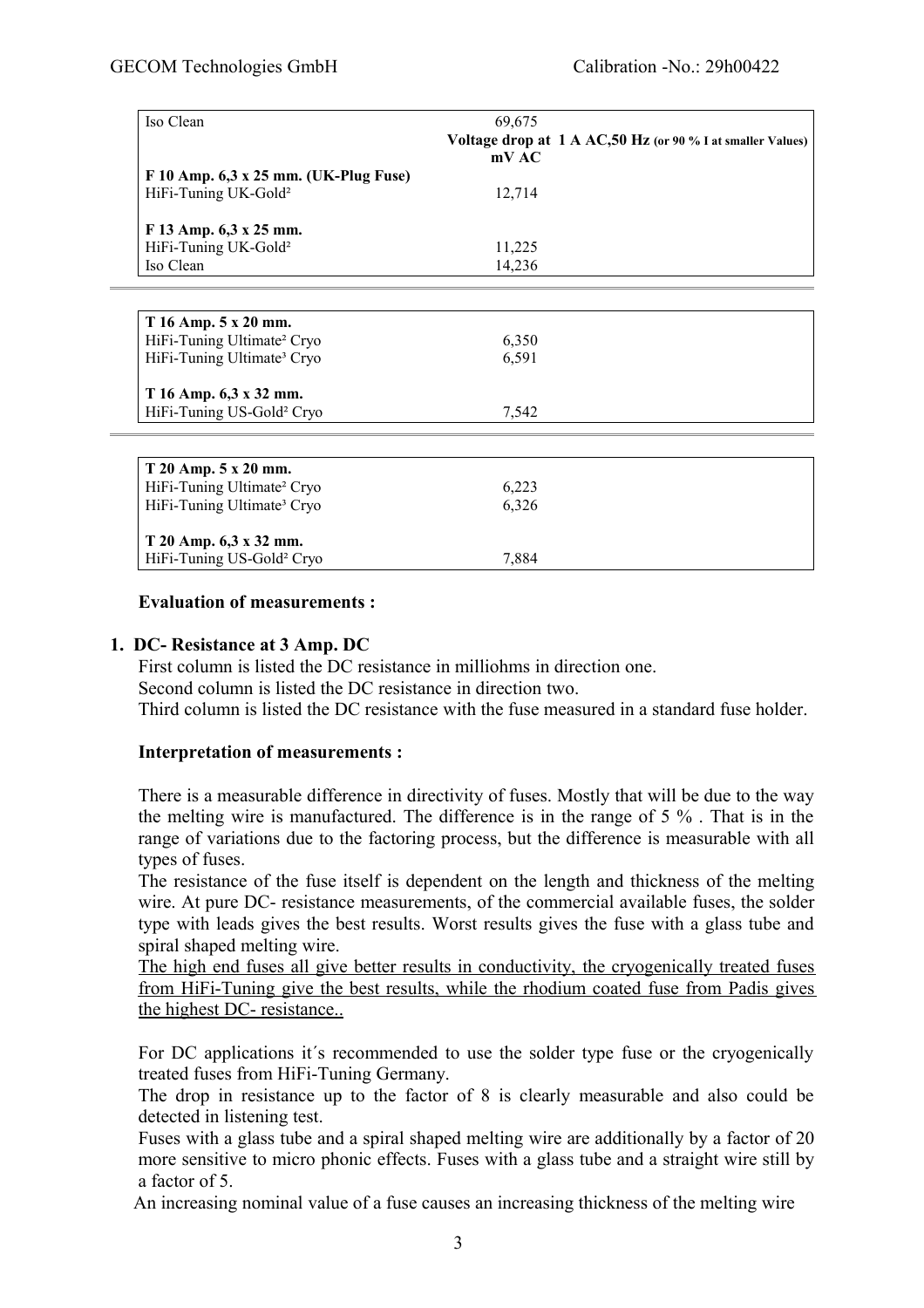| | | |
|---|---|---|
| Iso Clean | 69,675 | |
| | **Voltage drop at 1 A AC,50 Hz** (or 90 % I at smaller Values) **mV AC** | |
| **F 10 Amp. 6,3 x 25 mm. (UK-Plug Fuse)** | | |
| HiFi-Tuning UK-Gold² | 12,714 | |
| | | |
| **F 13 Amp. 6,3 x 25 mm.** | | |
| HiFi-Tuning UK-Gold² | 11,225 | |
| Iso Clean | 14,236 | |

| | | |
|---|---|---|
| **T 16 Amp. 5 x 20 mm.** | | |
| HiFi-Tuning Ultimate² Cryo | 6,350 | |
| HiFi-Tuning Ultimate³ Cryo | 6,591 | |
| | | |
| **T 16 Amp. 6,3 x 32 mm.** | | |
| HiFi-Tuning US-Gold² Cryo | 7,542 | |

| | | |
|---|---|---|
| **T 20 Amp. 5 x 20 mm.** | | |
| HiFi-Tuning Ultimate² Cryo | 6,223 | |
| HiFi-Tuning Ultimate³ Cryo | 6,326 | |
| | | |
| **T 20 Amp. 6,3 x 32 mm.** | | |
| HiFi-Tuning US-Gold² Cryo | 7,884 | |

**Evaluation of measurements :**

**1. DC- Resistance at 3 Amp. DC**

First column is listed the DC resistance in milliohms in direction one.
Second column is listed the DC resistance in direction two.
Third column is listed the DC resistance with the fuse measured in a standard fuse holder.

**Interpretation of measurements :**

There is a measurable difference in directivity of fuses. Mostly that will be due to the way the melting wire is manufactured. The difference is in the range of 5 % . That is in the range of variations due to the factoring process, but the difference is measurable with all types of fuses.

The resistance of the fuse itself is dependent on the length and thickness of the melting wire. At pure DC- resistance measurements, of the commercial available fuses, the solder type with leads gives the best results. Worst results gives the fuse with a glass tube and spiral shaped melting wire.

<u>The high end fuses all give better results in conductivity, the cryogenically treated fuses from HiFi-Tuning give the best results, while the rhodium coated fuse from Padis gives the highest DC- resistance..</u>

For DC applications it´s recommended to use the solder type fuse or the cryogenically treated fuses from HiFi-Tuning Germany.

The drop in resistance up to the factor of 8 is clearly measurable and also could be detected in listening test.

Fuses with a glass tube and a spiral shaped melting wire are additionally by a factor of 20 more sensitive to micro phonic effects. Fuses with a glass tube and a straight wire still by a factor of 5.

An increasing nominal value of a fuse causes an increasing thickness of the melting wire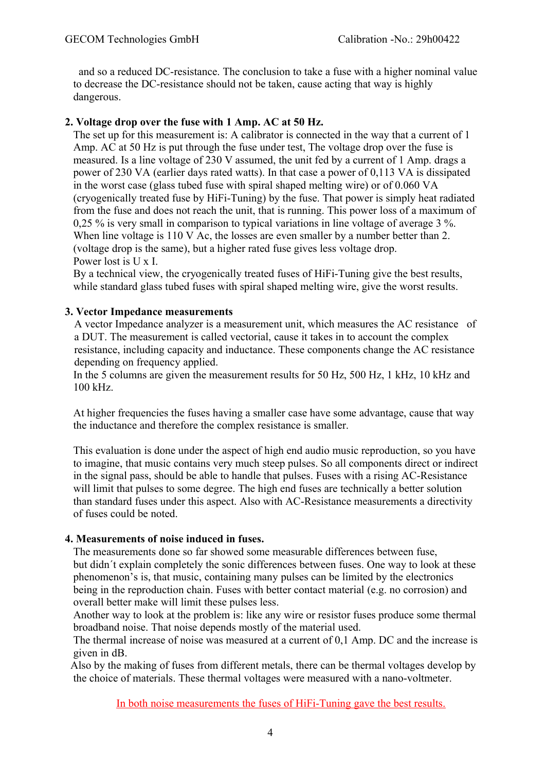and so a reduced DC-resistance. The conclusion to take a fuse with a higher nominal value to decrease the DC-resistance should not be taken, cause acting that way is highly dangerous.

**2. Voltage drop over the fuse with 1 Amp. AC at 50 Hz.**

The set up for this measurement is: A calibrator is connected in the way that a current of 1 Amp. AC at 50 Hz is put through the fuse under test, The voltage drop over the fuse is measured. Is a line voltage of 230 V assumed, the unit fed by a current of 1 Amp. drags a power of 230 VA (earlier days rated watts). In that case a power of 0,113 VA is dissipated in the worst case (glass tubed fuse with spiral shaped melting wire) or of 0.060 VA (cryogenically treated fuse by HiFi-Tuning) by the fuse. That power is simply heat radiated from the fuse and does not reach the unit, that is running. This power loss of a maximum of 0,25 % is very small in comparison to typical variations in line voltage of average 3 %. When line voltage is 110 V Ac, the losses are even smaller by a number better than 2. (voltage drop is the same), but a higher rated fuse gives less voltage drop.
Power lost is U x I.
By a technical view, the cryogenically treated fuses of HiFi-Tuning give the best results, while standard glass tubed fuses with spiral shaped melting wire, give the worst results.

**3. Vector Impedance measurements**

A vector Impedance analyzer is a measurement unit, which measures the AC resistance of a DUT. The measurement is called vectorial, cause it takes in to account the complex resistance, including capacity and inductance. These components change the AC resistance depending on frequency applied.
In the 5 columns are given the measurement results for 50 Hz, 500 Hz, 1 kHz, 10 kHz and 100 kHz.

At higher frequencies the fuses having a smaller case have some advantage, cause that way the inductance and therefore the complex resistance is smaller.

This evaluation is done under the aspect of high end audio music reproduction, so you have to imagine, that music contains very much steep pulses. So all components direct or indirect in the signal pass, should be able to handle that pulses. Fuses with a rising AC-Resistance will limit that pulses to some degree. The high end fuses are technically a better solution than standard fuses under this aspect. Also with AC-Resistance measurements a directivity of fuses could be noted.

**4. Measurements of noise induced in fuses.**

The measurements done so far showed some measurable differences between fuse, but didn´t explain completely the sonic differences between fuses. One way to look at these phenomenon's is, that music, containing many pulses can be limited by the electronics being in the reproduction chain. Fuses with better contact material (e.g. no corrosion) and overall better make will limit these pulses less.
Another way to look at the problem is: like any wire or resistor fuses produce some thermal broadband noise. That noise depends mostly of the material used.
The thermal increase of noise was measured at a current of 0,1 Amp. DC and the increase is given in dB.
Also by the making of fuses from different metals, there can be thermal voltages develop by the choice of materials. These thermal voltages were measured with a nano-voltmeter.

In both noise measurements the fuses of HiFi-Tuning gave the best results.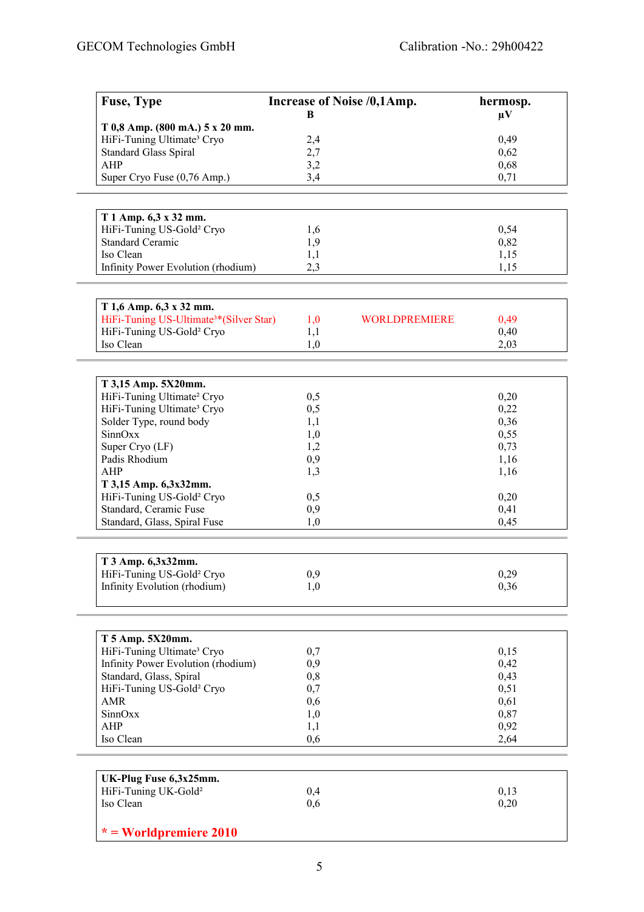| Fuse, Type | Increase of Noise /0,1Amp. B | | hermosp. µV |
|---|---|---|---|
| **T 0,8 Amp. (800 mA.) 5 x 20 mm.** | | | |
| HiFi-Tuning Ultimate³ Cryo | 2,4 | | 0,49 |
| Standard Glass Spiral | 2,7 | | 0,62 |
| AHP | 3,2 | | 0,68 |
| Super Cryo Fuse (0,76 Amp.) | 3,4 | | 0,71 |

| Fuse, Type | Increase of Noise /0,1Amp. B | | hermosp. µV |
|---|---|---|---|
| **T 1 Amp. 6,3 x 32 mm.** | | | |
| HiFi-Tuning US-Gold² Cryo | 1,6 | | 0,54 |
| Standard Ceramic | 1,9 | | 0,82 |
| Iso Clean | 1,1 | | 1,15 |
| Infinity Power Evolution (rhodium) | 2,3 | | 1,15 |

| Fuse, Type | Increase of Noise /0,1Amp. B | | hermosp. µV |
|---|---|---|---|
| **T 1,6 Amp. 6,3 x 32 mm.** | | | |
| HiFi-Tuning US-Ultimate³*(Silver Star) | 1,0 | WORLDPREMIERE | 0,49 |
| HiFi-Tuning US-Gold² Cryo | 1,1 | | 0,40 |
| Iso Clean | 1,0 | | 2,03 |

| Fuse, Type | Increase of Noise /0,1Amp. B | | hermosp. µV |
|---|---|---|---|
| **T 3,15 Amp. 5X20mm.** | | | |
| HiFi-Tuning Ultimate² Cryo | 0,5 | | 0,20 |
| HiFi-Tuning Ultimate³ Cryo | 0,5 | | 0,22 |
| Solder Type, round body | 1,1 | | 0,36 |
| SinnOxx | 1,0 | | 0,55 |
| Super Cryo (LF) | 1,2 | | 0,73 |
| Padis Rhodium | 0,9 | | 1,16 |
| AHP | 1,3 | | 1,16 |
| **T 3,15 Amp. 6,3x32mm.** | | | |
| HiFi-Tuning US-Gold² Cryo | 0,5 | | 0,20 |
| Standard, Ceramic Fuse | 0,9 | | 0,41 |
| Standard, Glass, Spiral Fuse | 1,0 | | 0,45 |

| Fuse, Type | Increase of Noise /0,1Amp. B | | hermosp. µV |
|---|---|---|---|
| **T 3 Amp. 6,3x32mm.** | | | |
| HiFi-Tuning US-Gold² Cryo | 0,9 | | 0,29 |
| Infinity Evolution (rhodium) | 1,0 | | 0,36 |

| Fuse, Type | Increase of Noise /0,1Amp. B | | hermosp. µV |
|---|---|---|---|
| **T 5 Amp. 5X20mm.** | | | |
| HiFi-Tuning Ultimate³ Cryo | 0,7 | | 0,15 |
| Infinity Power Evolution (rhodium) | 0,9 | | 0,42 |
| Standard, Glass, Spiral | 0,8 | | 0,43 |
| HiFi-Tuning US-Gold² Cryo | 0,7 | | 0,51 |
| AMR | 0,6 | | 0,61 |
| SinnOxx | 1,0 | | 0,87 |
| AHP | 1,1 | | 0,92 |
| Iso Clean | 0,6 | | 2,64 |

| Fuse, Type | Increase of Noise /0,1Amp. B | | hermosp. µV |
|---|---|---|---|
| **UK-Plug Fuse 6,3x25mm.** | | | |
| HiFi-Tuning UK-Gold² | 0,4 | | 0,13 |
| Iso Clean | 0,6 | | 0,20 |

**\* = Worldpremiere 2010**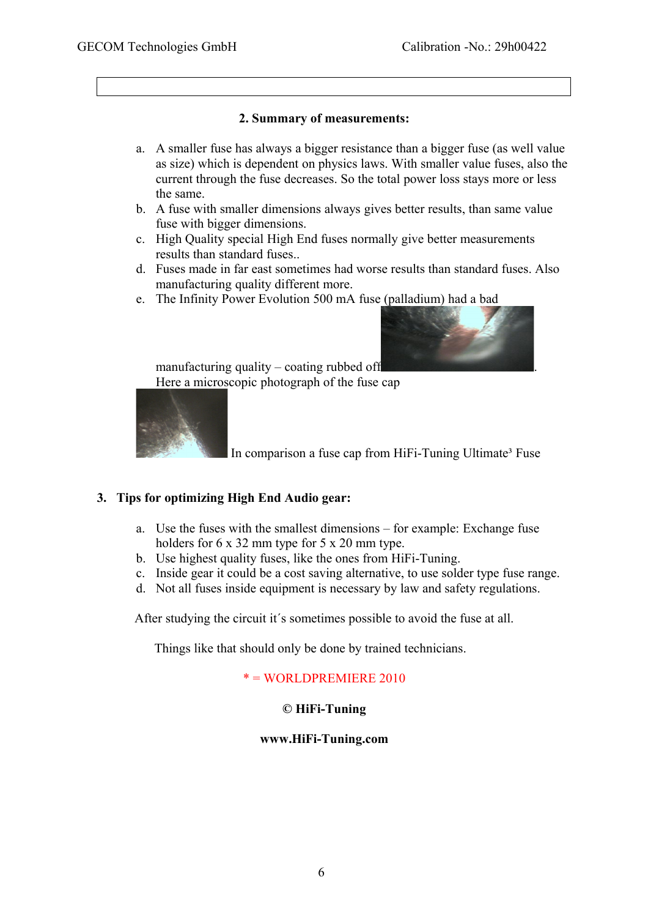## 2. Summary of measurements:

a. A smaller fuse has always a bigger resistance than a bigger fuse (as well value as size) which is dependent on physics laws. With smaller value fuses, also the current through the fuse decreases. So the total power loss stays more or less the same.
b. A fuse with smaller dimensions always gives better results, than same value fuse with bigger dimensions.
c. High Quality special High End fuses normally give better measurements results than standard fuses..
d. Fuses made in far east sometimes had worse results than standard fuses. Also manufacturing quality different more.
e. The Infinity Power Evolution 500 mA fuse (palladium) had a bad manufacturing quality – coating rubbed off.
   Here a microscopic photograph of the fuse cap

   In comparison a fuse cap from HiFi-Tuning Ultimate³ Fuse

## 3. Tips for optimizing High End Audio gear:

a. Use the fuses with the smallest dimensions – for example: Exchange fuse holders for 6 x 32 mm type for 5 x 20 mm type.
b. Use highest quality fuses, like the ones from HiFi-Tuning.
c. Inside gear it could be a cost saving alternative, to use solder type fuse range.
d. Not all fuses inside equipment is necessary by law and safety regulations.

After studying the circuit it´s sometimes possible to avoid the fuse at all.

Things like that should only be done by trained technicians.

* = WORLDPREMIERE 2010

**© HiFi-Tuning**

**www.HiFi-Tuning.com**